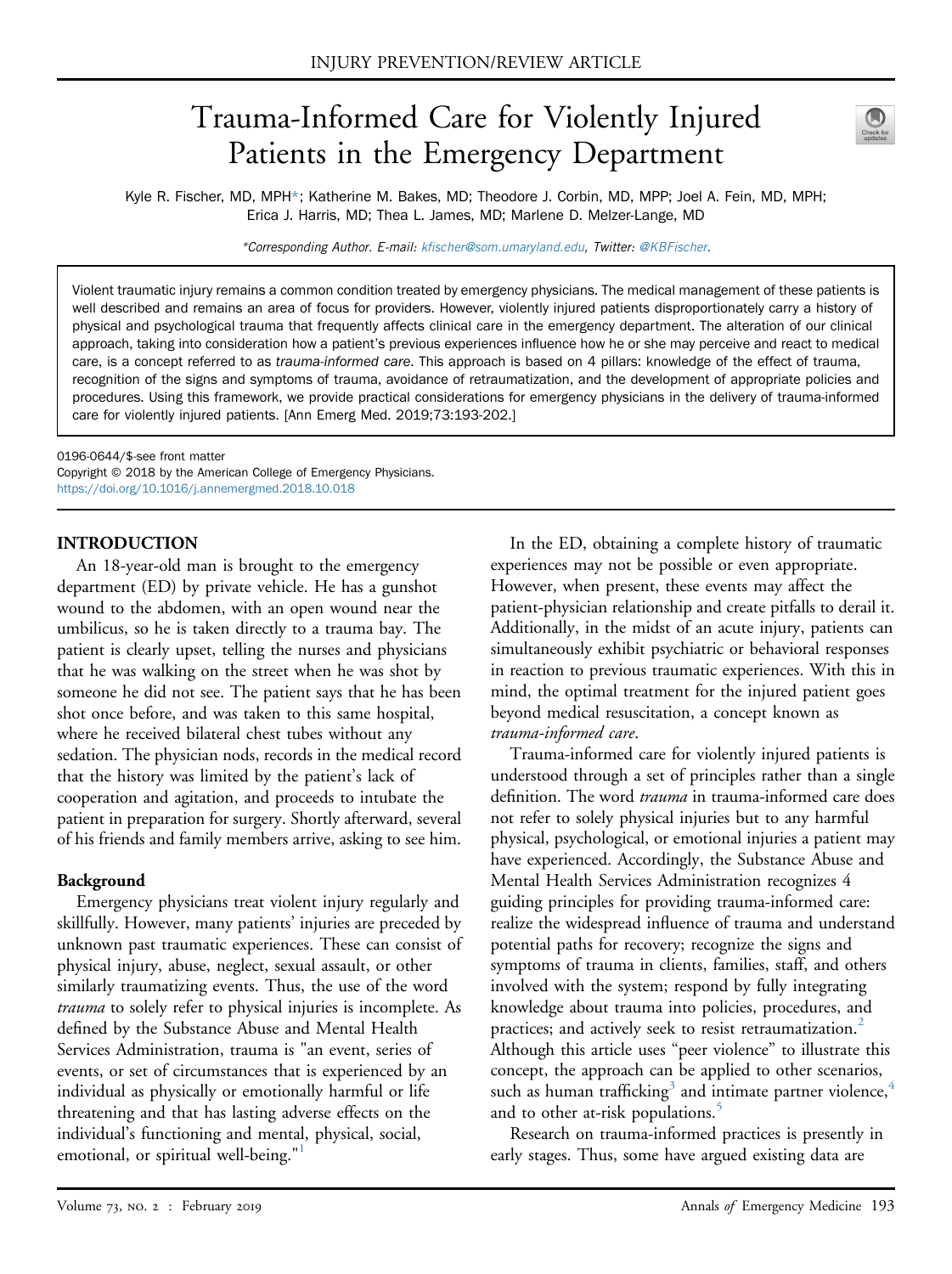INJURY PREVENTION/REVIEW ARTICLE

# Trauma-Informed Care for Violently Injured Patients in the Emergency Department

Kyle R. Fischer, MD, MPH*; Katherine M. Bakes, MD; Theodore J. Corbin, MD, MPP; Joel A. Fein, MD, MPH; Erica J. Harris, MD; Thea L. James, MD; Marlene D. Melzer-Lange, MD

*Corresponding Author. E-mail: kfischer@som.umaryland.edu, Twitter: @KBFischer.

Violent traumatic injury remains a common condition treated by emergency physicians. The medical management of these patients is well described and remains an area of focus for providers. However, violently injured patients disproportionately carry a history of physical and psychological trauma that frequently affects clinical care in the emergency department. The alteration of our clinical approach, taking into consideration how a patient's previous experiences influence how he or she may perceive and react to medical care, is a concept referred to as *trauma-informed care*. This approach is based on 4 pillars: knowledge of the effect of trauma, recognition of the signs and symptoms of trauma, avoidance of retraumatization, and the development of appropriate policies and procedures. Using this framework, we provide practical considerations for emergency physicians in the delivery of trauma-informed care for violently injured patients. [Ann Emerg Med. 2019;73:193-202.]

0196-0644/$-see front matter
Copyright © 2018 by the American College of Emergency Physicians.
https://doi.org/10.1016/j.annemergmed.2018.10.018

## INTRODUCTION

An 18-year-old man is brought to the emergency department (ED) by private vehicle. He has a gunshot wound to the abdomen, with an open wound near the umbilicus, so he is taken directly to a trauma bay. The patient is clearly upset, telling the nurses and physicians that he was walking on the street when he was shot by someone he did not see. The patient says that he has been shot once before, and was taken to this same hospital, where he received bilateral chest tubes without any sedation. The physician nods, records in the medical record that the history was limited by the patient's lack of cooperation and agitation, and proceeds to intubate the patient in preparation for surgery. Shortly afterward, several of his friends and family members arrive, asking to see him.

### Background

Emergency physicians treat violent injury regularly and skillfully. However, many patients' injuries are preceded by unknown past traumatic experiences. These can consist of physical injury, abuse, neglect, sexual assault, or other similarly traumatizing events. Thus, the use of the word *trauma* to solely refer to physical injuries is incomplete. As defined by the Substance Abuse and Mental Health Services Administration, trauma is "an event, series of events, or set of circumstances that is experienced by an individual as physically or emotionally harmful or life threatening and that has lasting adverse effects on the individual's functioning and mental, physical, social, emotional, or spiritual well-being."[1]

In the ED, obtaining a complete history of traumatic experiences may not be possible or even appropriate. However, when present, these events may affect the patient-physician relationship and create pitfalls to derail it. Additionally, in the midst of an acute injury, patients can simultaneously exhibit psychiatric or behavioral responses in reaction to previous traumatic experiences. With this in mind, the optimal treatment for the injured patient goes beyond medical resuscitation, a concept known as *trauma-informed care*.

Trauma-informed care for violently injured patients is understood through a set of principles rather than a single definition. The word *trauma* in trauma-informed care does not refer to solely physical injuries but to any harmful physical, psychological, or emotional injuries a patient may have experienced. Accordingly, the Substance Abuse and Mental Health Services Administration recognizes 4 guiding principles for providing trauma-informed care: realize the widespread influence of trauma and understand potential paths for recovery; recognize the signs and symptoms of trauma in clients, families, staff, and others involved with the system; respond by fully integrating knowledge about trauma into policies, procedures, and practices; and actively seek to resist retraumatization.[2] Although this article uses "peer violence" to illustrate this concept, the approach can be applied to other scenarios, such as human trafficking[3] and intimate partner violence,[4] and to other at-risk populations.[5]

Research on trauma-informed practices is presently in early stages. Thus, some have argued existing data are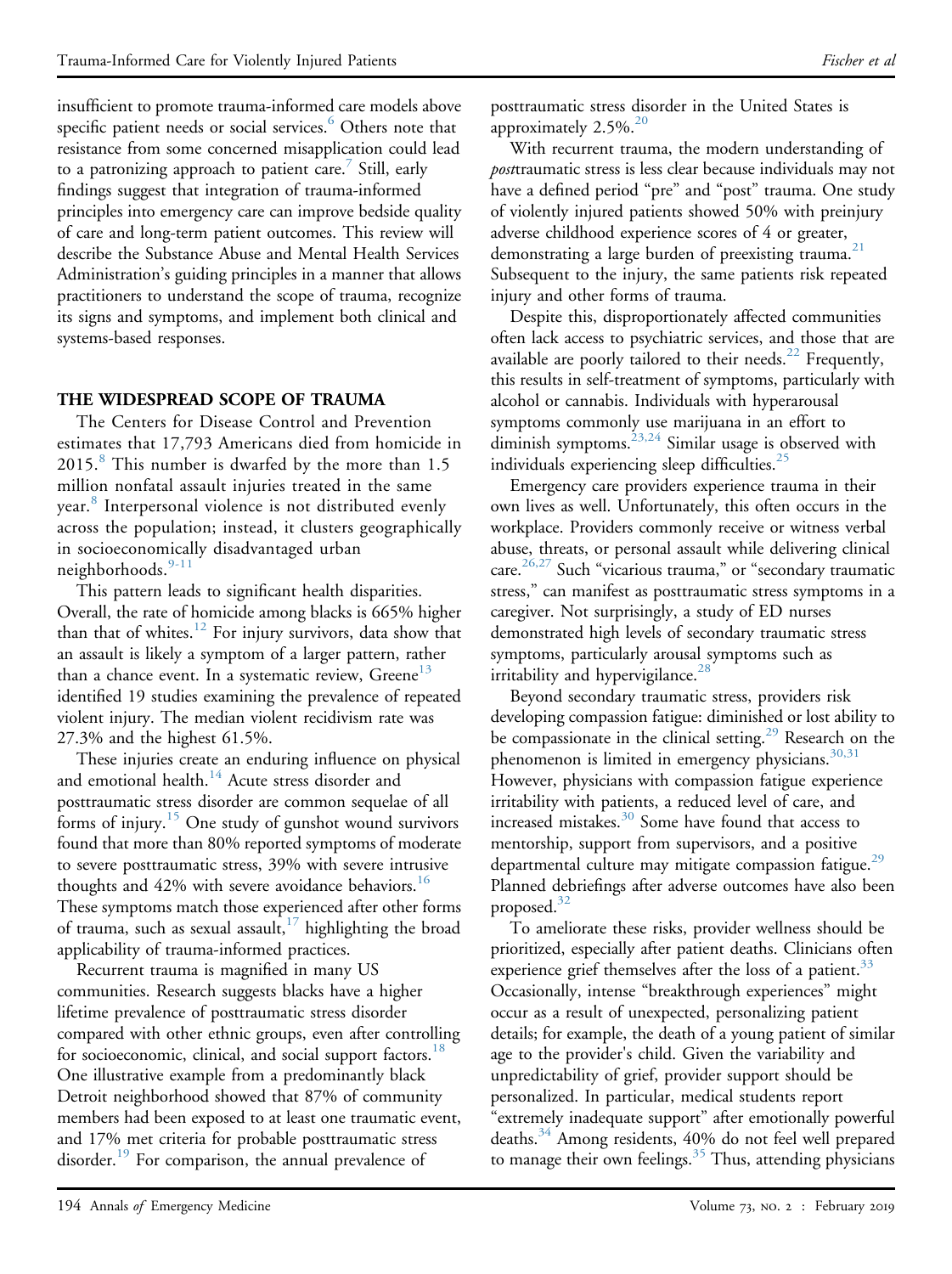insufficient to promote trauma-informed care models above specific patient needs or social services.[6] Others note that resistance from some concerned misapplication could lead to a patronizing approach to patient care.[7] Still, early findings suggest that integration of trauma-informed principles into emergency care can improve bedside quality of care and long-term patient outcomes. This review will describe the Substance Abuse and Mental Health Services Administration's guiding principles in a manner that allows practitioners to understand the scope of trauma, recognize its signs and symptoms, and implement both clinical and systems-based responses.

## THE WIDESPREAD SCOPE OF TRAUMA

The Centers for Disease Control and Prevention estimates that 17,793 Americans died from homicide in 2015.[8] This number is dwarfed by the more than 1.5 million nonfatal assault injuries treated in the same year.[8] Interpersonal violence is not distributed evenly across the population; instead, it clusters geographically in socioeconomically disadvantaged urban neighborhoods.[9-11]

This pattern leads to significant health disparities. Overall, the rate of homicide among blacks is 665% higher than that of whites.[12] For injury survivors, data show that an assault is likely a symptom of a larger pattern, rather than a chance event. In a systematic review, Greene[13] identified 19 studies examining the prevalence of repeated violent injury. The median violent recidivism rate was 27.3% and the highest 61.5%.

These injuries create an enduring influence on physical and emotional health.[14] Acute stress disorder and posttraumatic stress disorder are common sequelae of all forms of injury.[15] One study of gunshot wound survivors found that more than 80% reported symptoms of moderate to severe posttraumatic stress, 39% with severe intrusive thoughts and 42% with severe avoidance behaviors.[16] These symptoms match those experienced after other forms of trauma, such as sexual assault,[17] highlighting the broad applicability of trauma-informed practices.

Recurrent trauma is magnified in many US communities. Research suggests blacks have a higher lifetime prevalence of posttraumatic stress disorder compared with other ethnic groups, even after controlling for socioeconomic, clinical, and social support factors.[18] One illustrative example from a predominantly black Detroit neighborhood showed that 87% of community members had been exposed to at least one traumatic event, and 17% met criteria for probable posttraumatic stress disorder.[19] For comparison, the annual prevalence of posttraumatic stress disorder in the United States is approximately 2.5%.[20]

With recurrent trauma, the modern understanding of *post*traumatic stress is less clear because individuals may not have a defined period "pre" and "post" trauma. One study of violently injured patients showed 50% with preinjury adverse childhood experience scores of 4 or greater, demonstrating a large burden of preexisting trauma.[21] Subsequent to the injury, the same patients risk repeated injury and other forms of trauma.

Despite this, disproportionately affected communities often lack access to psychiatric services, and those that are available are poorly tailored to their needs.[22] Frequently, this results in self-treatment of symptoms, particularly with alcohol or cannabis. Individuals with hyperarousal symptoms commonly use marijuana in an effort to diminish symptoms.[23,24] Similar usage is observed with individuals experiencing sleep difficulties.[25]

Emergency care providers experience trauma in their own lives as well. Unfortunately, this often occurs in the workplace. Providers commonly receive or witness verbal abuse, threats, or personal assault while delivering clinical care.[26,27] Such "vicarious trauma," or "secondary traumatic stress," can manifest as posttraumatic stress symptoms in a caregiver. Not surprisingly, a study of ED nurses demonstrated high levels of secondary traumatic stress symptoms, particularly arousal symptoms such as irritability and hypervigilance.[28]

Beyond secondary traumatic stress, providers risk developing compassion fatigue: diminished or lost ability to be compassionate in the clinical setting.[29] Research on the phenomenon is limited in emergency physicians.[30,31] However, physicians with compassion fatigue experience irritability with patients, a reduced level of care, and increased mistakes.[30] Some have found that access to mentorship, support from supervisors, and a positive departmental culture may mitigate compassion fatigue.[29] Planned debriefings after adverse outcomes have also been proposed.[32]

To ameliorate these risks, provider wellness should be prioritized, especially after patient deaths. Clinicians often experience grief themselves after the loss of a patient.[33] Occasionally, intense "breakthrough experiences" might occur as a result of unexpected, personalizing patient details; for example, the death of a young patient of similar age to the provider's child. Given the variability and unpredictability of grief, provider support should be personalized. In particular, medical students report "extremely inadequate support" after emotionally powerful deaths.[34] Among residents, 40% do not feel well prepared to manage their own feelings.[35] Thus, attending physicians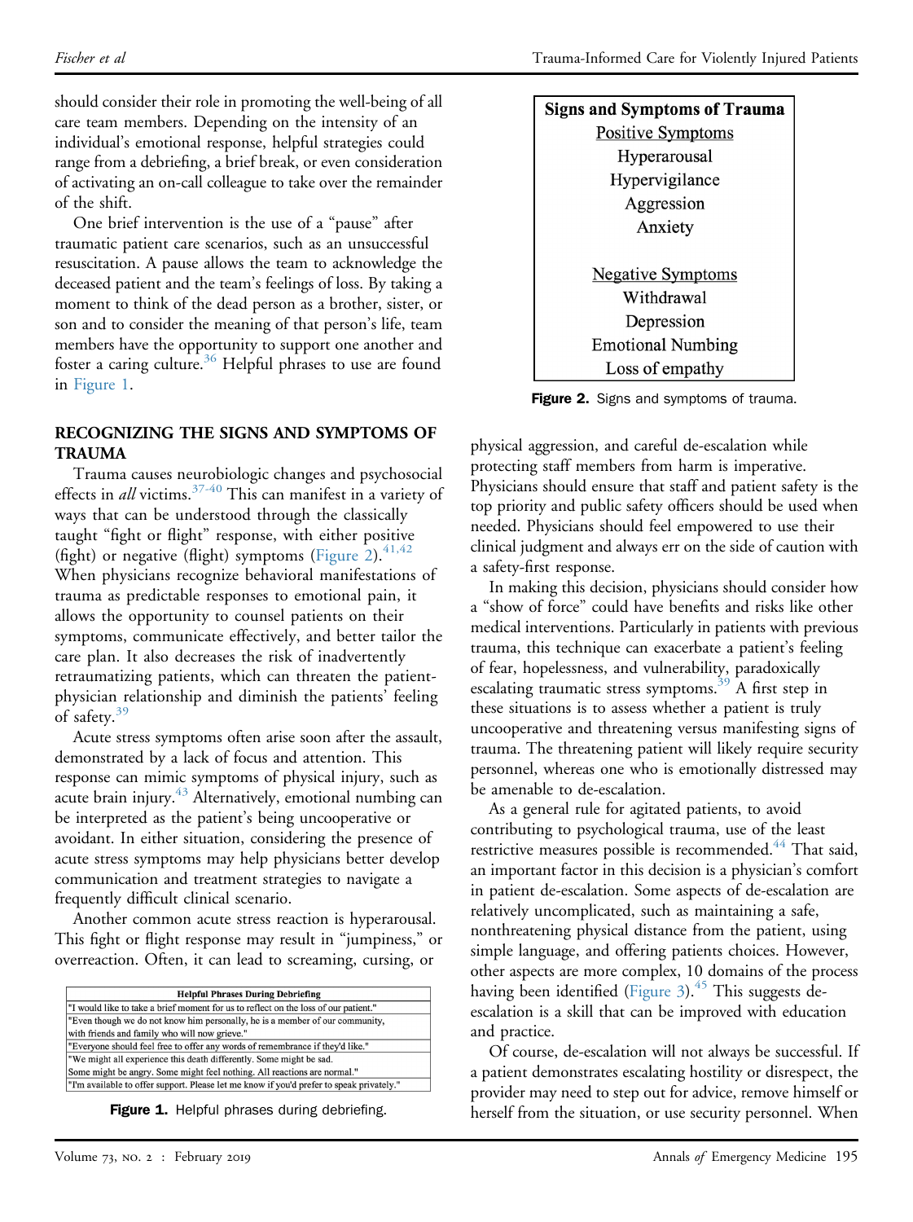should consider their role in promoting the well-being of all care team members. Depending on the intensity of an individual's emotional response, helpful strategies could range from a debriefing, a brief break, or even consideration of activating an on-call colleague to take over the remainder of the shift.

One brief intervention is the use of a "pause" after traumatic patient care scenarios, such as an unsuccessful resuscitation. A pause allows the team to acknowledge the deceased patient and the team's feelings of loss. By taking a moment to think of the dead person as a brother, sister, or son and to consider the meaning of that person's life, team members have the opportunity to support one another and foster a caring culture.[36] Helpful phrases to use are found in Figure 1.

## RECOGNIZING THE SIGNS AND SYMPTOMS OF TRAUMA

Trauma causes neurobiologic changes and psychosocial effects in *all* victims.[37-40] This can manifest in a variety of ways that can be understood through the classically taught "fight or flight" response, with either positive (fight) or negative (flight) symptoms (Figure 2).[41,42] When physicians recognize behavioral manifestations of trauma as predictable responses to emotional pain, it allows the opportunity to counsel patients on their symptoms, communicate effectively, and better tailor the care plan. It also decreases the risk of inadvertently retraumatizing patients, which can threaten the patient-physician relationship and diminish the patients' feeling of safety.[39]

Acute stress symptoms often arise soon after the assault, demonstrated by a lack of focus and attention. This response can mimic symptoms of physical injury, such as acute brain injury.[43] Alternatively, emotional numbing can be interpreted as the patient's being uncooperative or avoidant. In either situation, considering the presence of acute stress symptoms may help physicians better develop communication and treatment strategies to navigate a frequently difficult clinical scenario.

Another common acute stress reaction is hyperarousal. This fight or flight response may result in "jumpiness," or overreaction. Often, it can lead to screaming, cursing, or

| Helpful Phrases During Debriefing |
|---|
| "I would like to take a brief moment for us to reflect on the loss of our patient." |
| "Even though we do not know him personally, he is a member of our community, with friends and family who will now grieve." |
| "Everyone should feel free to offer any words of remembrance if they'd like." |
| "We might all experience this death differently. Some might be sad. Some might be angry. Some might feel nothing. All reactions are normal." |
| "I'm available to offer support. Please let me know if you'd prefer to speak privately." |

**Figure 1.** Helpful phrases during debriefing.

| Signs and Symptoms of Trauma |
|---|
| Positive Symptoms |
| Hyperarousal |
| Hypervigilance |
| Aggression |
| Anxiety |
| Negative Symptoms |
| Withdrawal |
| Depression |
| Emotional Numbing |
| Loss of empathy |

**Figure 2.** Signs and symptoms of trauma.

physical aggression, and careful de-escalation while protecting staff members from harm is imperative. Physicians should ensure that staff and patient safety is the top priority and public safety officers should be used when needed. Physicians should feel empowered to use their clinical judgment and always err on the side of caution with a safety-first response.

In making this decision, physicians should consider how a "show of force" could have benefits and risks like other medical interventions. Particularly in patients with previous trauma, this technique can exacerbate a patient's feeling of fear, hopelessness, and vulnerability, paradoxically escalating traumatic stress symptoms.[39] A first step in these situations is to assess whether a patient is truly uncooperative and threatening versus manifesting signs of trauma. The threatening patient will likely require security personnel, whereas one who is emotionally distressed may be amenable to de-escalation.

As a general rule for agitated patients, to avoid contributing to psychological trauma, use of the least restrictive measures possible is recommended.[44] That said, an important factor in this decision is a physician's comfort in patient de-escalation. Some aspects of de-escalation are relatively uncomplicated, such as maintaining a safe, nonthreatening physical distance from the patient, using simple language, and offering patients choices. However, other aspects are more complex, 10 domains of the process having been identified (Figure 3).[45] This suggests de-escalation is a skill that can be improved with education and practice.

Of course, de-escalation will not always be successful. If a patient demonstrates escalating hostility or disrespect, the provider may need to step out for advice, remove himself or herself from the situation, or use security personnel. When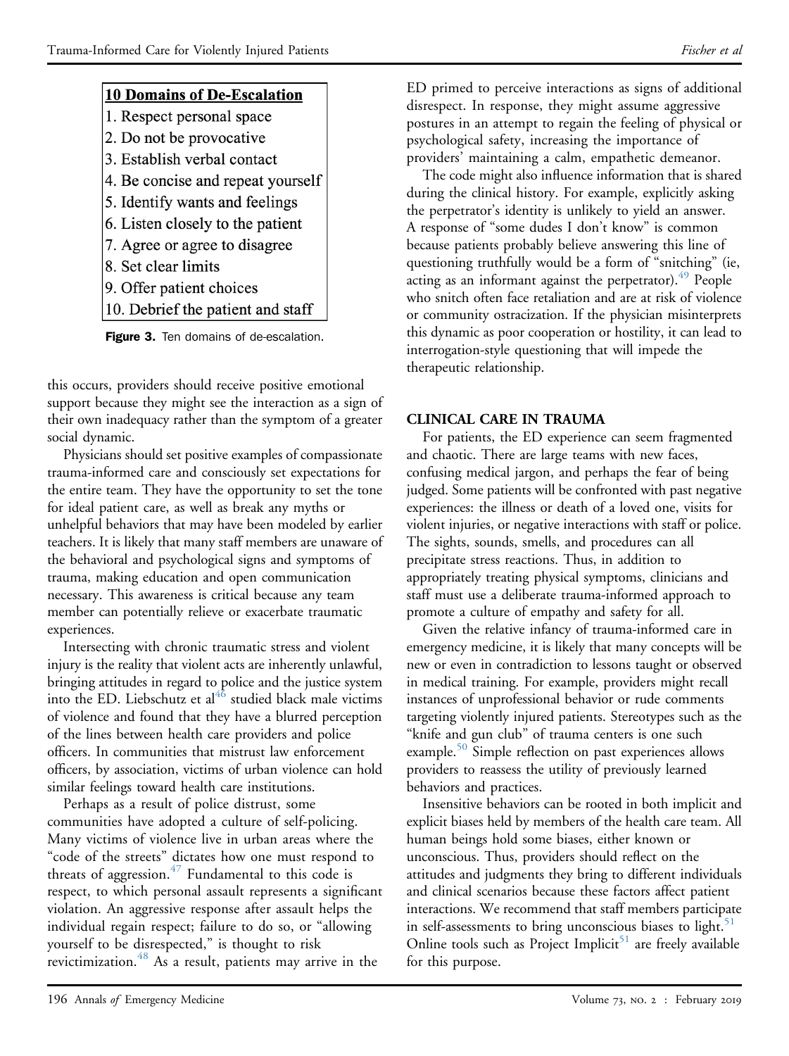**10 Domains of De-Escalation**

1. Respect personal space
2. Do not be provocative
3. Establish verbal contact
4. Be concise and repeat yourself
5. Identify wants and feelings
6. Listen closely to the patient
7. Agree or agree to disagree
8. Set clear limits
9. Offer patient choices
10. Debrief the patient and staff

**Figure 3.** Ten domains of de-escalation.

this occurs, providers should receive positive emotional support because they might see the interaction as a sign of their own inadequacy rather than the symptom of a greater social dynamic.

Physicians should set positive examples of compassionate trauma-informed care and consciously set expectations for the entire team. They have the opportunity to set the tone for ideal patient care, as well as break any myths or unhelpful behaviors that may have been modeled by earlier teachers. It is likely that many staff members are unaware of the behavioral and psychological signs and symptoms of trauma, making education and open communication necessary. This awareness is critical because any team member can potentially relieve or exacerbate traumatic experiences.

Intersecting with chronic traumatic stress and violent injury is the reality that violent acts are inherently unlawful, bringing attitudes in regard to police and the justice system into the ED. Liebschutz et al[46] studied black male victims of violence and found that they have a blurred perception of the lines between health care providers and police officers. In communities that mistrust law enforcement officers, by association, victims of urban violence can hold similar feelings toward health care institutions.

Perhaps as a result of police distrust, some communities have adopted a culture of self-policing. Many victims of violence live in urban areas where the "code of the streets" dictates how one must respond to threats of aggression.[47] Fundamental to this code is respect, to which personal assault represents a significant violation. An aggressive response after assault helps the individual regain respect; failure to do so, or "allowing yourself to be disrespected," is thought to risk revictimization.[48] As a result, patients may arrive in the ED primed to perceive interactions as signs of additional disrespect. In response, they might assume aggressive postures in an attempt to regain the feeling of physical or psychological safety, increasing the importance of providers' maintaining a calm, empathetic demeanor.

The code might also influence information that is shared during the clinical history. For example, explicitly asking the perpetrator's identity is unlikely to yield an answer. A response of "some dudes I don't know" is common because patients probably believe answering this line of questioning truthfully would be a form of "snitching" (ie, acting as an informant against the perpetrator).[49] People who snitch often face retaliation and are at risk of violence or community ostracization. If the physician misinterprets this dynamic as poor cooperation or hostility, it can lead to interrogation-style questioning that will impede the therapeutic relationship.

## CLINICAL CARE IN TRAUMA

For patients, the ED experience can seem fragmented and chaotic. There are large teams with new faces, confusing medical jargon, and perhaps the fear of being judged. Some patients will be confronted with past negative experiences: the illness or death of a loved one, visits for violent injuries, or negative interactions with staff or police. The sights, sounds, smells, and procedures can all precipitate stress reactions. Thus, in addition to appropriately treating physical symptoms, clinicians and staff must use a deliberate trauma-informed approach to promote a culture of empathy and safety for all.

Given the relative infancy of trauma-informed care in emergency medicine, it is likely that many concepts will be new or even in contradiction to lessons taught or observed in medical training. For example, providers might recall instances of unprofessional behavior or rude comments targeting violently injured patients. Stereotypes such as the "knife and gun club" of trauma centers is one such example.[50] Simple reflection on past experiences allows providers to reassess the utility of previously learned behaviors and practices.

Insensitive behaviors can be rooted in both implicit and explicit biases held by members of the health care team. All human beings hold some biases, either known or unconscious. Thus, providers should reflect on the attitudes and judgments they bring to different individuals and clinical scenarios because these factors affect patient interactions. We recommend that staff members participate in self-assessments to bring unconscious biases to light.[51] Online tools such as Project Implicit[51] are freely available for this purpose.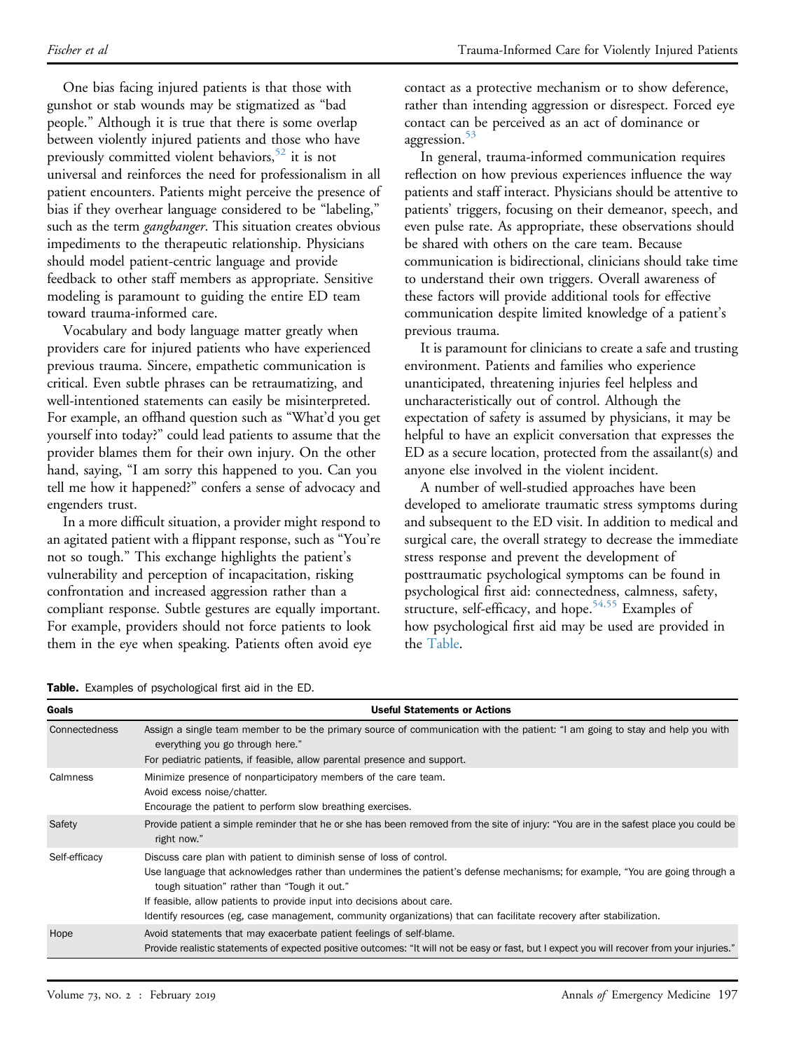One bias facing injured patients is that those with gunshot or stab wounds may be stigmatized as "bad people." Although it is true that there is some overlap between violently injured patients and those who have previously committed violent behaviors,[52] it is not universal and reinforces the need for professionalism in all patient encounters. Patients might perceive the presence of bias if they overhear language considered to be "labeling," such as the term *gangbanger*. This situation creates obvious impediments to the therapeutic relationship. Physicians should model patient-centric language and provide feedback to other staff members as appropriate. Sensitive modeling is paramount to guiding the entire ED team toward trauma-informed care.

Vocabulary and body language matter greatly when providers care for injured patients who have experienced previous trauma. Sincere, empathetic communication is critical. Even subtle phrases can be retraumatizing, and well-intentioned statements can easily be misinterpreted. For example, an offhand question such as "What'd you get yourself into today?" could lead patients to assume that the provider blames them for their own injury. On the other hand, saying, "I am sorry this happened to you. Can you tell me how it happened?" confers a sense of advocacy and engenders trust.

In a more difficult situation, a provider might respond to an agitated patient with a flippant response, such as "You're not so tough." This exchange highlights the patient's vulnerability and perception of incapacitation, risking confrontation and increased aggression rather than a compliant response. Subtle gestures are equally important. For example, providers should not force patients to look them in the eye when speaking. Patients often avoid eye contact as a protective mechanism or to show deference, rather than intending aggression or disrespect. Forced eye contact can be perceived as an act of dominance or aggression.[53]

In general, trauma-informed communication requires reflection on how previous experiences influence the way patients and staff interact. Physicians should be attentive to patients' triggers, focusing on their demeanor, speech, and even pulse rate. As appropriate, these observations should be shared with others on the care team. Because communication is bidirectional, clinicians should take time to understand their own triggers. Overall awareness of these factors will provide additional tools for effective communication despite limited knowledge of a patient's previous trauma.

It is paramount for clinicians to create a safe and trusting environment. Patients and families who experience unanticipated, threatening injuries feel helpless and uncharacteristically out of control. Although the expectation of safety is assumed by physicians, it may be helpful to have an explicit conversation that expresses the ED as a secure location, protected from the assailant(s) and anyone else involved in the violent incident.

A number of well-studied approaches have been developed to ameliorate traumatic stress symptoms during and subsequent to the ED visit. In addition to medical and surgical care, the overall strategy to decrease the immediate stress response and prevent the development of posttraumatic psychological symptoms can be found in psychological first aid: connectedness, calmness, safety, structure, self-efficacy, and hope.[54,55] Examples of how psychological first aid may be used are provided in the Table.

**Table.** Examples of psychological first aid in the ED.

| Goals | Useful Statements or Actions |
|---|---|
| Connectedness | Assign a single team member to be the primary source of communication with the patient: "I am going to stay and help you with everything you go through here."<br>For pediatric patients, if feasible, allow parental presence and support. |
| Calmness | Minimize presence of nonparticipatory members of the care team.<br>Avoid excess noise/chatter.<br>Encourage the patient to perform slow breathing exercises. |
| Safety | Provide patient a simple reminder that he or she has been removed from the site of injury: "You are in the safest place you could be right now." |
| Self-efficacy | Discuss care plan with patient to diminish sense of loss of control.<br>Use language that acknowledges rather than undermines the patient's defense mechanisms; for example, "You are going through a tough situation" rather than "Tough it out."<br>If feasible, allow patients to provide input into decisions about care.<br>Identify resources (eg, case management, community organizations) that can facilitate recovery after stabilization. |
| Hope | Avoid statements that may exacerbate patient feelings of self-blame.<br>Provide realistic statements of expected positive outcomes: "It will not be easy or fast, but I expect you will recover from your injuries." |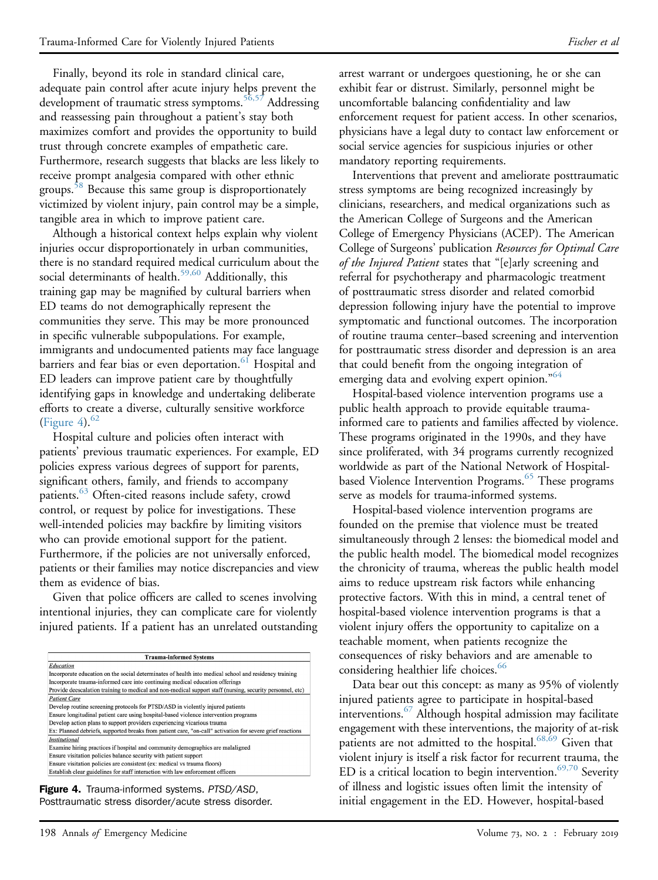Finally, beyond its role in standard clinical care, adequate pain control after acute injury helps prevent the development of traumatic stress symptoms.[56,57] Addressing and reassessing pain throughout a patient's stay both maximizes comfort and provides the opportunity to build trust through concrete examples of empathetic care. Furthermore, research suggests that blacks are less likely to receive prompt analgesia compared with other ethnic groups.[58] Because this same group is disproportionately victimized by violent injury, pain control may be a simple, tangible area in which to improve patient care.

Although a historical context helps explain why violent injuries occur disproportionately in urban communities, there is no standard required medical curriculum about the social determinants of health.[59,60] Additionally, this training gap may be magnified by cultural barriers when ED teams do not demographically represent the communities they serve. This may be more pronounced in specific vulnerable subpopulations. For example, immigrants and undocumented patients may face language barriers and fear bias or even deportation.[61] Hospital and ED leaders can improve patient care by thoughtfully identifying gaps in knowledge and undertaking deliberate efforts to create a diverse, culturally sensitive workforce (Figure 4).[62]

Hospital culture and policies often interact with patients' previous traumatic experiences. For example, ED policies express various degrees of support for parents, significant others, family, and friends to accompany patients.[63] Often-cited reasons include safety, crowd control, or request by police for investigations. These well-intended policies may backfire by limiting visitors who can provide emotional support for the patient. Furthermore, if the policies are not universally enforced, patients or their families may notice discrepancies and view them as evidence of bias.

Given that police officers are called to scenes involving intentional injuries, they can complicate care for violently injured patients. If a patient has an unrelated outstanding arrest warrant or undergoes questioning, he or she can exhibit fear or distrust. Similarly, personnel might be uncomfortable balancing confidentiality and law enforcement request for patient access. In other scenarios, physicians have a legal duty to contact law enforcement or social service agencies for suspicious injuries or other mandatory reporting requirements.

| Trauma-Informed Systems |
|---|
| *Education* |
| Incorporate education on the social determinates of health into medical school and residency training |
| Incorporate trauma-informed care into continuing medical education offerings |
| Provide deescalation training to medical and non-medical support staff (nursing, security personnel, etc) |
| *Patient Care* |
| Develop routine screening protocols for PTSD/ASD in violently injured patients |
| Ensure longitudinal patient care using hospital-based violence intervention programs |
| Develop action plans to support providers experiencing vicarious trauma |
| Ex: Planned debriefs, supported breaks from patient care, "on-call" activation for severe grief reactions |
| *Institutional* |
| Examine hiring practices if hospital and community demographics are malaligned |
| Ensure visitation policies balance security with patient support |
| Ensure visitation policies are consistent (ex: medical vs trauma floors) |
| Establish clear guidelines for staff interaction with law enforcement officers |

**Figure 4.** Trauma-informed systems. *PTSD/ASD*, Posttraumatic stress disorder/acute stress disorder.

Interventions that prevent and ameliorate posttraumatic stress symptoms are being recognized increasingly by clinicians, researchers, and medical organizations such as the American College of Surgeons and the American College of Emergency Physicians (ACEP). The American College of Surgeons' publication *Resources for Optimal Care of the Injured Patient* states that "[e]arly screening and referral for psychotherapy and pharmacologic treatment of posttraumatic stress disorder and related comorbid depression following injury have the potential to improve symptomatic and functional outcomes. The incorporation of routine trauma center–based screening and intervention for posttraumatic stress disorder and depression is an area that could benefit from the ongoing integration of emerging data and evolving expert opinion."[64]

Hospital-based violence intervention programs use a public health approach to provide equitable trauma-informed care to patients and families affected by violence. These programs originated in the 1990s, and they have since proliferated, with 34 programs currently recognized worldwide as part of the National Network of Hospital-based Violence Intervention Programs.[65] These programs serve as models for trauma-informed systems.

Hospital-based violence intervention programs are founded on the premise that violence must be treated simultaneously through 2 lenses: the biomedical model and the public health model. The biomedical model recognizes the chronicity of trauma, whereas the public health model aims to reduce upstream risk factors while enhancing protective factors. With this in mind, a central tenet of hospital-based violence intervention programs is that a violent injury offers the opportunity to capitalize on a teachable moment, when patients recognize the consequences of risky behaviors and are amenable to considering healthier life choices.[66]

Data bear out this concept: as many as 95% of violently injured patients agree to participate in hospital-based interventions.[67] Although hospital admission may facilitate engagement with these interventions, the majority of at-risk patients are not admitted to the hospital.[68,69] Given that violent injury is itself a risk factor for recurrent trauma, the ED is a critical location to begin intervention.[69,70] Severity of illness and logistic issues often limit the intensity of initial engagement in the ED. However, hospital-based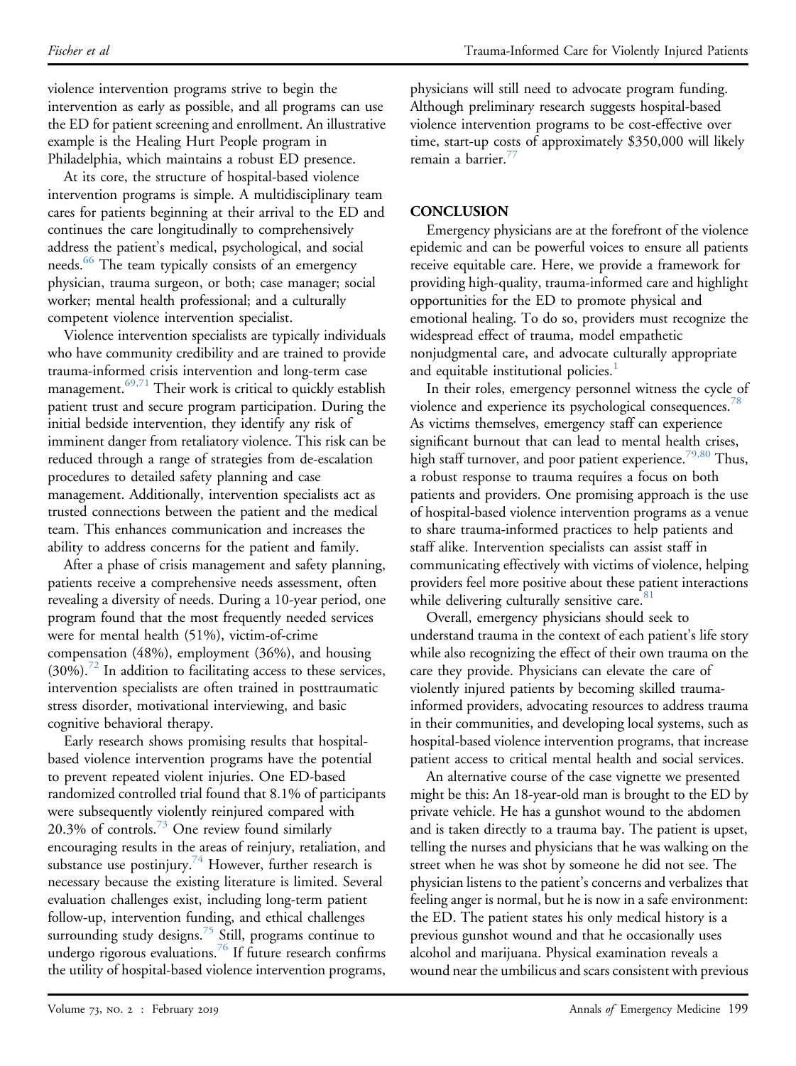violence intervention programs strive to begin the intervention as early as possible, and all programs can use the ED for patient screening and enrollment. An illustrative example is the Healing Hurt People program in Philadelphia, which maintains a robust ED presence.

At its core, the structure of hospital-based violence intervention programs is simple. A multidisciplinary team cares for patients beginning at their arrival to the ED and continues the care longitudinally to comprehensively address the patient's medical, psychological, and social needs.[66] The team typically consists of an emergency physician, trauma surgeon, or both; case manager; social worker; mental health professional; and a culturally competent violence intervention specialist.

Violence intervention specialists are typically individuals who have community credibility and are trained to provide trauma-informed crisis intervention and long-term case management.[69,71] Their work is critical to quickly establish patient trust and secure program participation. During the initial bedside intervention, they identify any risk of imminent danger from retaliatory violence. This risk can be reduced through a range of strategies from de-escalation procedures to detailed safety planning and case management. Additionally, intervention specialists act as trusted connections between the patient and the medical team. This enhances communication and increases the ability to address concerns for the patient and family.

After a phase of crisis management and safety planning, patients receive a comprehensive needs assessment, often revealing a diversity of needs. During a 10-year period, one program found that the most frequently needed services were for mental health (51%), victim-of-crime compensation (48%), employment (36%), and housing (30%).[72] In addition to facilitating access to these services, intervention specialists are often trained in posttraumatic stress disorder, motivational interviewing, and basic cognitive behavioral therapy.

Early research shows promising results that hospital-based violence intervention programs have the potential to prevent repeated violent injuries. One ED-based randomized controlled trial found that 8.1% of participants were subsequently violently reinjured compared with 20.3% of controls.[73] One review found similarly encouraging results in the areas of reinjury, retaliation, and substance use postinjury.[74] However, further research is necessary because the existing literature is limited. Several evaluation challenges exist, including long-term patient follow-up, intervention funding, and ethical challenges surrounding study designs.[75] Still, programs continue to undergo rigorous evaluations.[76] If future research confirms the utility of hospital-based violence intervention programs, physicians will still need to advocate program funding. Although preliminary research suggests hospital-based violence intervention programs to be cost-effective over time, start-up costs of approximately $350,000 will likely remain a barrier.[77]

## CONCLUSION

Emergency physicians are at the forefront of the violence epidemic and can be powerful voices to ensure all patients receive equitable care. Here, we provide a framework for providing high-quality, trauma-informed care and highlight opportunities for the ED to promote physical and emotional healing. To do so, providers must recognize the widespread effect of trauma, model empathetic nonjudgmental care, and advocate culturally appropriate and equitable institutional policies.[1]

In their roles, emergency personnel witness the cycle of violence and experience its psychological consequences.[78] As victims themselves, emergency staff can experience significant burnout that can lead to mental health crises, high staff turnover, and poor patient experience.[79,80] Thus, a robust response to trauma requires a focus on both patients and providers. One promising approach is the use of hospital-based violence intervention programs as a venue to share trauma-informed practices to help patients and staff alike. Intervention specialists can assist staff in communicating effectively with victims of violence, helping providers feel more positive about these patient interactions while delivering culturally sensitive care.[81]

Overall, emergency physicians should seek to understand trauma in the context of each patient's life story while also recognizing the effect of their own trauma on the care they provide. Physicians can elevate the care of violently injured patients by becoming skilled trauma-informed providers, advocating resources to address trauma in their communities, and developing local systems, such as hospital-based violence intervention programs, that increase patient access to critical mental health and social services.

An alternative course of the case vignette we presented might be this: An 18-year-old man is brought to the ED by private vehicle. He has a gunshot wound to the abdomen and is taken directly to a trauma bay. The patient is upset, telling the nurses and physicians that he was walking on the street when he was shot by someone he did not see. The physician listens to the patient's concerns and verbalizes that feeling anger is normal, but he is now in a safe environment: the ED. The patient states his only medical history is a previous gunshot wound and that he occasionally uses alcohol and marijuana. Physical examination reveals a wound near the umbilicus and scars consistent with previous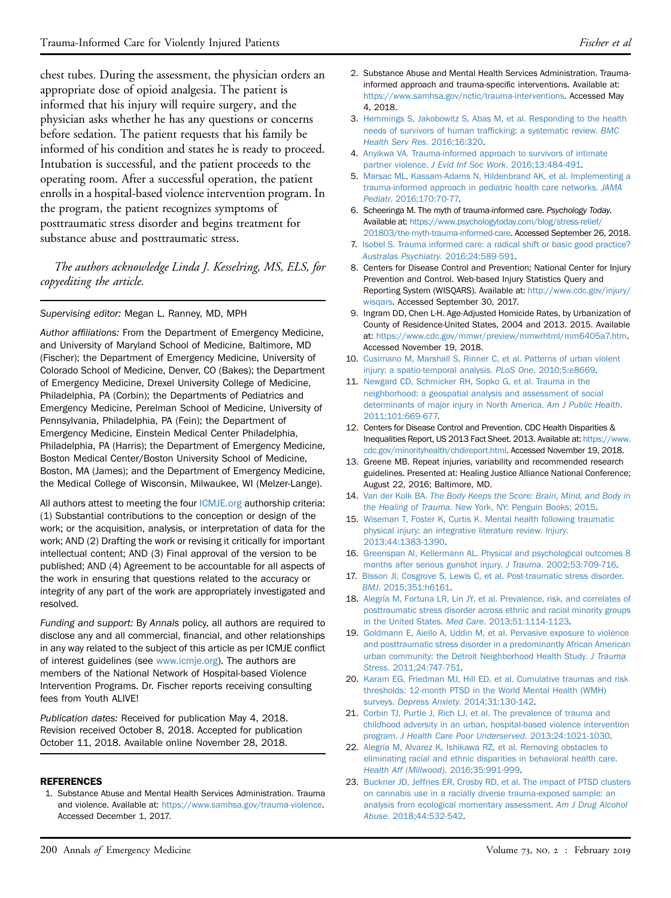chest tubes. During the assessment, the physician orders an appropriate dose of opioid analgesia. The patient is informed that his injury will require surgery, and the physician asks whether he has any questions or concerns before sedation. The patient requests that his family be informed of his condition and states he is ready to proceed. Intubation is successful, and the patient proceeds to the operating room. After a successful operation, the patient enrolls in a hospital-based violence intervention program. In the program, the patient recognizes symptoms of posttraumatic stress disorder and begins treatment for substance abuse and posttraumatic stress.

*The authors acknowledge Linda J. Kesselring, MS, ELS, for copyediting the article.*

---

*Supervising editor:* Megan L. Ranney, MD, MPH

*Author affiliations:* From the Department of Emergency Medicine, and University of Maryland School of Medicine, Baltimore, MD (Fischer); the Department of Emergency Medicine, University of Colorado School of Medicine, Denver, CO (Bakes); the Department of Emergency Medicine, Drexel University College of Medicine, Philadelphia, PA (Corbin); the Departments of Pediatrics and Emergency Medicine, Perelman School of Medicine, University of Pennsylvania, Philadelphia, PA (Fein); the Department of Emergency Medicine, Einstein Medical Center Philadelphia, Philadelphia, PA (Harris); the Department of Emergency Medicine, Boston Medical Center/Boston University School of Medicine, Boston, MA (James); and the Department of Emergency Medicine, the Medical College of Wisconsin, Milwaukee, WI (Melzer-Lange).

All authors attest to meeting the four ICMJE.org authorship criteria: (1) Substantial contributions to the conception or design of the work; or the acquisition, analysis, or interpretation of data for the work; AND (2) Drafting the work or revising it critically for important intellectual content; AND (3) Final approval of the version to be published; AND (4) Agreement to be accountable for all aspects of the work in ensuring that questions related to the accuracy or integrity of any part of the work are appropriately investigated and resolved.

*Funding and support:* By *Annals* policy, all authors are required to disclose any and all commercial, financial, and other relationships in any way related to the subject of this article as per ICMJE conflict of interest guidelines (see www.icmje.org). The authors are members of the National Network of Hospital-based Violence Intervention Programs. Dr. Fischer reports receiving consulting fees from Youth ALIVE!

*Publication dates:* Received for publication May 4, 2018. Revision received October 8, 2018. Accepted for publication October 11, 2018. Available online November 28, 2018.

---

## REFERENCES

1. Substance Abuse and Mental Health Services Administration. Trauma and violence. Available at: https://www.samhsa.gov/trauma-violence. Accessed December 1, 2017.
2. Substance Abuse and Mental Health Services Administration. Trauma-informed approach and trauma-specific interventions. Available at: https://www.samhsa.gov/nctic/trauma-interventions. Accessed May 4, 2018.
3. Hemmings S, Jakobowitz S, Abas M, et al. Responding to the health needs of survivors of human trafficking: a systematic review. *BMC Health Serv Res*. 2016;16:320.
4. Anyikwa VA. Trauma-informed approach to survivors of intimate partner violence. *J Evid Inf Soc Work*. 2016;13:484-491.
5. Marsac ML, Kassam-Adams N, Hildenbrand AK, et al. Implementing a trauma-informed approach in pediatric health care networks. *JAMA Pediatr*. 2016;170:70-77.
6. Scheeringa M. The myth of trauma-informed care. *Psychology Today*. Available at: https://www.psychologytoday.com/blog/stress-relief/201803/the-myth-trauma-informed-care. Accessed September 26, 2018.
7. Isobel S. Trauma informed care: a radical shift or basic good practice? *Australas Psychiatry*. 2016;24:589-591.
8. Centers for Disease Control and Prevention; National Center for Injury Prevention and Control. Web-based Injury Statistics Query and Reporting System (WISQARS). Available at: http://www.cdc.gov/injury/wisqars. Accessed September 30, 2017.
9. Ingram DD, Chen L-H. Age-Adjusted Homicide Rates, by Urbanization of County of Residence-United States, 2004 and 2013. 2015. Available at: https://www.cdc.gov/mmwr/preview/mmwrhtml/mm6405a7.htm. Accessed November 19, 2018.
10. Cusimano M, Marshall S, Rinner C, et al. Patterns of urban violent injury: a spatio-temporal analysis. *PLoS One*. 2010;5:e8669.
11. Newgard CD, Schmicker RH, Sopko G, et al. Trauma in the neighborhood: a geospatial analysis and assessment of social determinants of major injury in North America. *Am J Public Health*. 2011;101:669-677.
12. Centers for Disease Control and Prevention. CDC Health Disparities & Inequalities Report, US 2013 Fact Sheet. 2013. Available at: https://www.cdc.gov/minorityhealth/chdireport.html. Accessed November 19, 2018.
13. Greene MB. Repeat injuries, variability and recommended research guidelines. Presented at: Healing Justice Alliance National Conference; August 22, 2016; Baltimore, MD.
14. Van der Kolk BA. *The Body Keeps the Score: Brain, Mind, and Body in the Healing of Trauma*. New York, NY: Penguin Books; 2015.
15. Wiseman T, Foster K, Curtis K. Mental health following traumatic physical injury: an integrative literature review. *Injury*. 2013;44:1383-1390.
16. Greenspan AI, Kellermann AL. Physical and psychological outcomes 8 months after serious gunshot injury. *J Trauma*. 2002;53:709-716.
17. Bisson JI, Cosgrove S, Lewis C, et al. Post-traumatic stress disorder. *BMJ*. 2015;351:h6161.
18. Alegría M, Fortuna LR, Lin JY, et al. Prevalence, risk, and correlates of posttraumatic stress disorder across ethnic and racial minority groups in the United States. *Med Care*. 2013;51:1114-1123.
19. Goldmann E, Aiello A, Uddin M, et al. Pervasive exposure to violence and posttraumatic stress disorder in a predominantly African American urban community: the Detroit Neighborhood Health Study. *J Trauma Stress*. 2011;24:747-751.
20. Karam EG, Friedman MJ, Hill ED, et al. Cumulative traumas and risk thresholds: 12-month PTSD in the World Mental Health (WMH) surveys. *Depress Anxiety*. 2014;31:130-142.
21. Corbin TJ, Purtle J, Rich LJ, et al. The prevalence of trauma and childhood adversity in an urban, hospital-based violence intervention program. *J Health Care Poor Underserved*. 2013;24:1021-1030.
22. Alegría M, Alvarez K, Ishikawa RZ, et al. Removing obstacles to eliminating racial and ethnic disparities in behavioral health care. *Health Aff (Millwood)*. 2016;35:991-999.
23. Buckner JD, Jeffries ER, Crosby RD, et al. The impact of PTSD clusters on cannabis use in a racially diverse trauma-exposed sample: an analysis from ecological momentary assessment. *Am J Drug Alcohol Abuse*. 2018;44:532-542.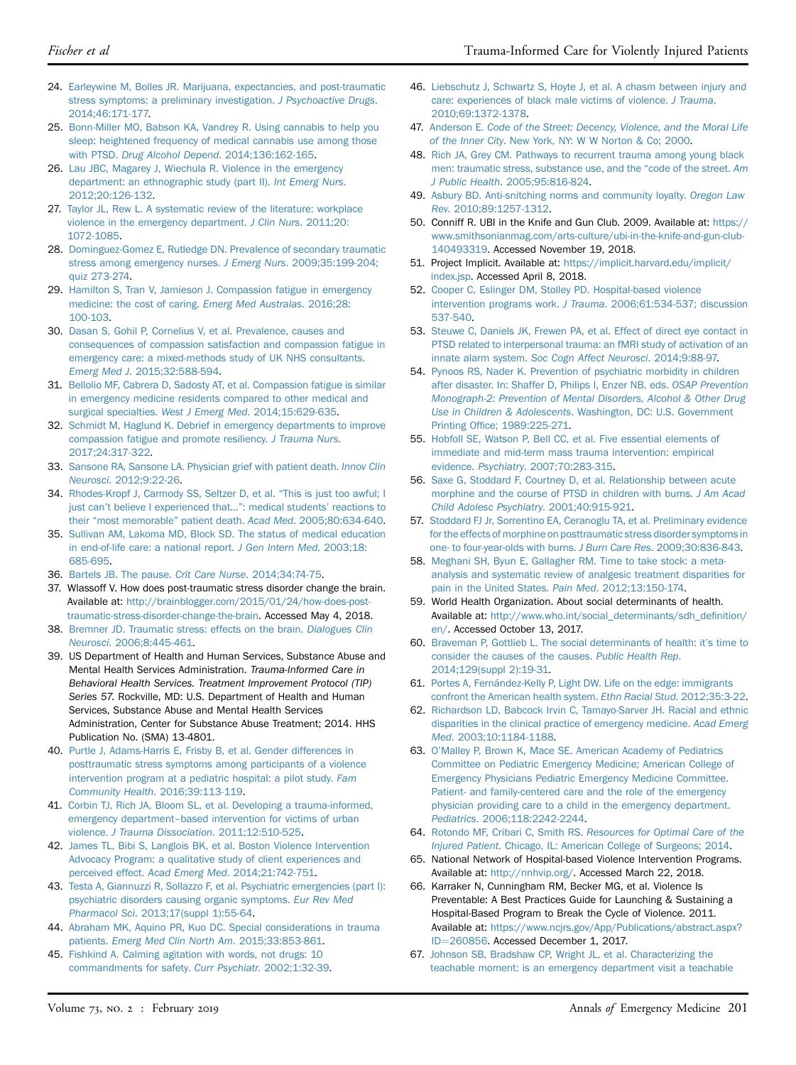24. Earleywine M, Bolles JR. Marijuana, expectancies, and post-traumatic stress symptoms: a preliminary investigation. *J Psychoactive Drugs*. 2014;46:171-177.
25. Bonn-Miller MO, Babson KA, Vandrey R. Using cannabis to help you sleep: heightened frequency of medical cannabis use among those with PTSD. *Drug Alcohol Depend*. 2014;136:162-165.
26. Lau JBC, Magarey J, Wiechula R. Violence in the emergency department: an ethnographic study (part II). *Int Emerg Nurs*. 2012;20:126-132.
27. Taylor JL, Rew L. A systematic review of the literature: workplace violence in the emergency department. *J Clin Nurs*. 2011;20:1072-1085.
28. Dominguez-Gomez E, Rutledge DN. Prevalence of secondary traumatic stress among emergency nurses. *J Emerg Nurs*. 2009;35:199-204; quiz 273-274.
29. Hamilton S, Tran V, Jamieson J. Compassion fatigue in emergency medicine: the cost of caring. *Emerg Med Australas*. 2016;28:100-103.
30. Dasan S, Gohil P, Cornelius V, et al. Prevalence, causes and consequences of compassion satisfaction and compassion fatigue in emergency care: a mixed-methods study of UK NHS consultants. *Emerg Med J*. 2015;32:588-594.
31. Bellolio MF, Cabrera D, Sadosty AT, et al. Compassion fatigue is similar in emergency medicine residents compared to other medical and surgical specialties. *West J Emerg Med*. 2014;15:629-635.
32. Schmidt M, Haglund K. Debrief in emergency departments to improve compassion fatigue and promote resiliency. *J Trauma Nurs*. 2017;24:317-322.
33. Sansone RA, Sansone LA. Physician grief with patient death. *Innov Clin Neurosci*. 2012;9:22-26.
34. Rhodes-Kropf J, Carmody SS, Seltzer D, et al. "This is just too awful; I just can't believe I experienced that…": medical students' reactions to their "most memorable" patient death. *Acad Med*. 2005;80:634-640.
35. Sullivan AM, Lakoma MD, Block SD. The status of medical education in end-of-life care: a national report. *J Gen Intern Med*. 2003;18:685-695.
36. Bartels JB. The pause. *Crit Care Nurse*. 2014;34:74-75.
37. Wlassoff V. How does post-traumatic stress disorder change the brain. Available at: http://brainblogger.com/2015/01/24/how-does-post-traumatic-stress-disorder-change-the-brain. Accessed May 4, 2018.
38. Bremner JD. Traumatic stress: effects on the brain. *Dialogues Clin Neurosci*. 2006;8:445-461.
39. US Department of Health and Human Services, Substance Abuse and Mental Health Services Administration. *Trauma-Informed Care in Behavioral Health Services. Treatment Improvement Protocol (TIP) Series 57*. Rockville, MD: U.S. Department of Health and Human Services, Substance Abuse and Mental Health Services Administration, Center for Substance Abuse Treatment; 2014. HHS Publication No. (SMA) 13-4801.
40. Purtle J, Adams-Harris E, Frisby B, et al. Gender differences in posttraumatic stress symptoms among participants of a violence intervention program at a pediatric hospital: a pilot study. *Fam Community Health*. 2016;39:113-119.
41. Corbin TJ, Rich JA, Bloom SL, et al. Developing a trauma-informed, emergency department–based intervention for victims of urban violence. *J Trauma Dissociation*. 2011;12:510-525.
42. James TL, Bibi S, Langlois BK, et al. Boston Violence Intervention Advocacy Program: a qualitative study of client experiences and perceived effect. *Acad Emerg Med*. 2014;21:742-751.
43. Testa A, Giannuzzi R, Sollazzo F, et al. Psychiatric emergencies (part I): psychiatric disorders causing organic symptoms. *Eur Rev Med Pharmacol Sci*. 2013;17(suppl 1):55-64.
44. Abraham MK, Aquino PR, Kuo DC. Special considerations in trauma patients. *Emerg Med Clin North Am*. 2015;33:853-861.
45. Fishkind A. Calming agitation with words, not drugs: 10 commandments for safety. *Curr Psychiatr*. 2002;1:32-39.
46. Liebschutz J, Schwartz S, Hoyte J, et al. A chasm between injury and care: experiences of black male victims of violence. *J Trauma*. 2010;69:1372-1378.
47. Anderson E. *Code of the Street: Decency, Violence, and the Moral Life of the Inner City*. New York, NY: W W Norton & Co; 2000.
48. Rich JA, Grey CM. Pathways to recurrent trauma among young black men: traumatic stress, substance use, and the "code of the street. *Am J Public Health*. 2005;95:816-824.
49. Asbury BD. Anti-snitching norms and community loyalty. *Oregon Law Rev*. 2010;89:1257-1312.
50. Conniff R. UBI in the Knife and Gun Club. 2009. Available at: https://www.smithsonianmag.com/arts-culture/ubi-in-the-knife-and-gun-club-140493319. Accessed November 19, 2018.
51. Project Implicit. Available at: https://implicit.harvard.edu/implicit/index.jsp. Accessed April 8, 2018.
52. Cooper C, Eslinger DM, Stolley PD. Hospital-based violence intervention programs work. *J Trauma*. 2006;61:534-537; discussion 537-540.
53. Steuwe C, Daniels JK, Frewen PA, et al. Effect of direct eye contact in PTSD related to interpersonal trauma: an fMRI study of activation of an innate alarm system. *Soc Cogn Affect Neurosci*. 2014;9:88-97.
54. Pynoos RS, Nader K. Prevention of psychiatric morbidity in children after disaster. In: Shaffer D, Philips I, Enzer NB, eds. *OSAP Prevention Monograph-2: Prevention of Mental Disorders, Alcohol & Other Drug Use in Children & Adolescents*. Washington, DC: U.S. Government Printing Office; 1989:225-271.
55. Hobfoll SE, Watson P, Bell CC, et al. Five essential elements of immediate and mid-term mass trauma intervention: empirical evidence. *Psychiatry*. 2007;70:283-315.
56. Saxe G, Stoddard F, Courtney D, et al. Relationship between acute morphine and the course of PTSD in children with burns. *J Am Acad Child Adolesc Psychiatry*. 2001;40:915-921.
57. Stoddard FJ Jr, Sorrentino EA, Ceranoglu TA, et al. Preliminary evidence for the effects of morphine on posttraumatic stress disorder symptoms in one- to four-year-olds with burns. *J Burn Care Res*. 2009;30:836-843.
58. Meghani SH, Byun E, Gallagher RM. Time to take stock: a meta-analysis and systematic review of analgesic treatment disparities for pain in the United States. *Pain Med*. 2012;13:150-174.
59. World Health Organization. About social determinants of health. Available at: http://www.who.int/social_determinants/sdh_definition/en/. Accessed October 13, 2017.
60. Braveman P, Gottlieb L. The social determinants of health: it's time to consider the causes of the causes. *Public Health Rep*. 2014;129(suppl 2):19-31.
61. Portes A, Fernández-Kelly P, Light DW. Life on the edge: immigrants confront the American health system. *Ethn Racial Stud*. 2012;35:3-22.
62. Richardson LD, Babcock Irvin C, Tamayo-Sarver JH. Racial and ethnic disparities in the clinical practice of emergency medicine. *Acad Emerg Med*. 2003;10:1184-1188.
63. O'Malley P, Brown K, Mace SE. American Academy of Pediatrics Committee on Pediatric Emergency Medicine; American College of Emergency Physicians Pediatric Emergency Medicine Committee. Patient- and family-centered care and the role of the emergency physician providing care to a child in the emergency department. *Pediatrics*. 2006;118:2242-2244.
64. Rotondo MF, Cribari C, Smith RS. *Resources for Optimal Care of the Injured Patient*. Chicago, IL: American College of Surgeons; 2014.
65. National Network of Hospital-based Violence Intervention Programs. Available at: http://nnhvip.org/. Accessed March 22, 2018.
66. Karraker N, Cunningham RM, Becker MG, et al. Violence Is Preventable: A Best Practices Guide for Launching & Sustaining a Hospital-Based Program to Break the Cycle of Violence. 2011. Available at: https://www.ncjrs.gov/App/Publications/abstract.aspx?ID=260856. Accessed December 1, 2017.
67. Johnson SB, Bradshaw CP, Wright JL, et al. Characterizing the teachable moment: is an emergency department visit a teachable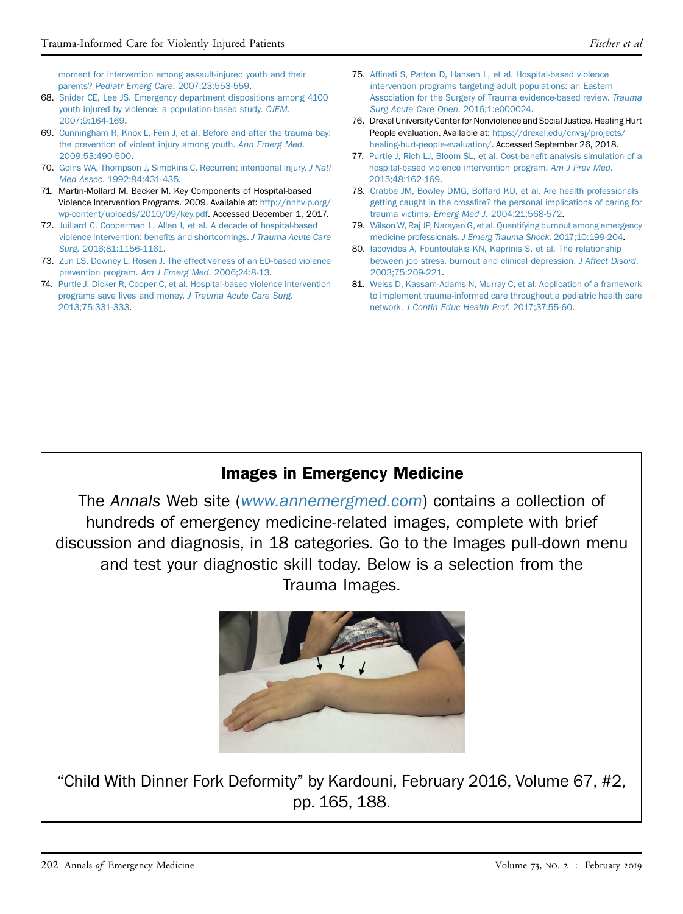moment for intervention among assault-injured youth and their parents? *Pediatr Emerg Care*. 2007;23:553-559.

68. Snider CE, Lee JS. Emergency department dispositions among 4100 youth injured by violence: a population-based study. *CJEM*. 2007;9:164-169.
69. Cunningham R, Knox L, Fein J, et al. Before and after the trauma bay: the prevention of violent injury among youth. *Ann Emerg Med*. 2009;53:490-500.
70. Goins WA, Thompson J, Simpkins C. Recurrent intentional injury. *J Natl Med Assoc*. 1992;84:431-435.
71. Martin-Mollard M, Becker M. Key Components of Hospital-based Violence Intervention Programs. 2009. Available at: http://nnhvip.org/wp-content/uploads/2010/09/key.pdf. Accessed December 1, 2017.
72. Juillard C, Cooperman L, Allen I, et al. A decade of hospital-based violence intervention: benefits and shortcomings. *J Trauma Acute Care Surg*. 2016;81:1156-1161.
73. Zun LS, Downey L, Rosen J. The effectiveness of an ED-based violence prevention program. *Am J Emerg Med*. 2006;24:8-13.
74. Purtle J, Dicker R, Cooper C, et al. Hospital-based violence intervention programs save lives and money. *J Trauma Acute Care Surg*. 2013;75:331-333.
75. Affinati S, Patton D, Hansen L, et al. Hospital-based violence intervention programs targeting adult populations: an Eastern Association for the Surgery of Trauma evidence-based review. *Trauma Surg Acute Care Open*. 2016;1:e000024.
76. Drexel University Center for Nonviolence and Social Justice. Healing Hurt People evaluation. Available at: https://drexel.edu/cnvsj/projects/healing-hurt-people-evaluation/. Accessed September 26, 2018.
77. Purtle J, Rich LJ, Bloom SL, et al. Cost-benefit analysis simulation of a hospital-based violence intervention program. *Am J Prev Med*. 2015;48:162-169.
78. Crabbe JM, Bowley DMG, Boffard KD, et al. Are health professionals getting caught in the crossfire? the personal implications of caring for trauma victims. *Emerg Med J*. 2004;21:568-572.
79. Wilson W, Raj JP, Narayan G, et al. Quantifying burnout among emergency medicine professionals. *J Emerg Trauma Shock*. 2017;10:199-204.
80. Iacovides A, Fountoulakis KN, Kaprinis S, et al. The relationship between job stress, burnout and clinical depression. *J Affect Disord*. 2003;75:209-221.
81. Weiss D, Kassam-Adams N, Murray C, et al. Application of a framework to implement trauma-informed care throughout a pediatric health care network. *J Contin Educ Health Prof*. 2017;37:55-60.

## Images in Emergency Medicine

The *Annals* Web site (*www.annemergmed.com*) contains a collection of hundreds of emergency medicine-related images, complete with brief discussion and diagnosis, in 18 categories. Go to the Images pull-down menu and test your diagnostic skill today. Below is a selection from the Trauma Images.

"Child With Dinner Fork Deformity" by Kardouni, February 2016, Volume 67, #2, pp. 165, 188.